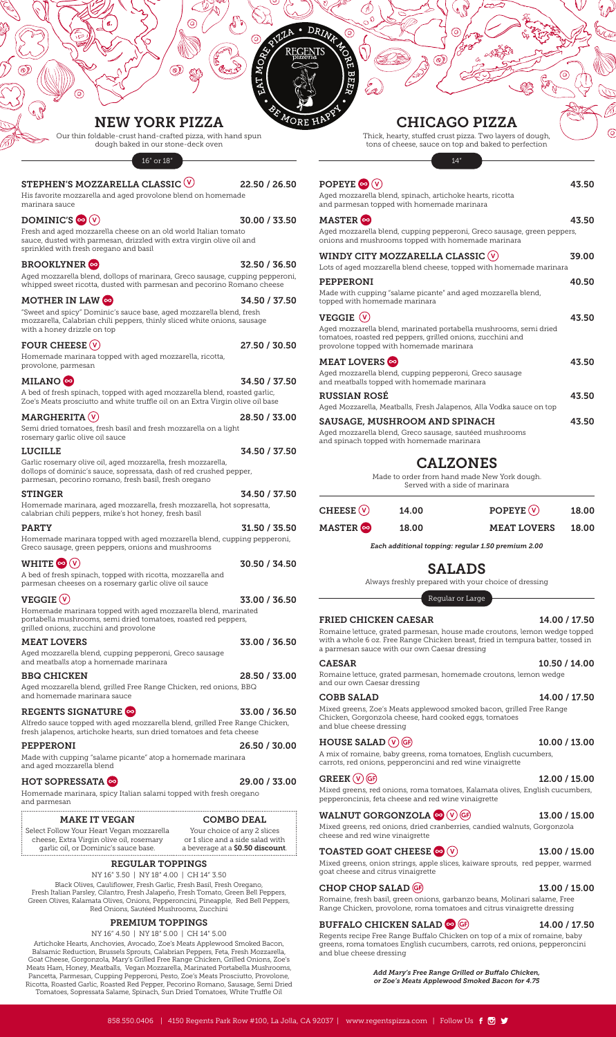EAT MORE PIZZA • DRINK MORE BEER • BE MORE HAPPY

REGENTS pizzeria

# NEW YORK PIZZA

Our thin foldable-crust hand-crafted pizza, with hand spun dough baked in our stone-deck oven

16" or 18"

**STEPHEN'S MOZZARELLA CLASSIC (V)** — 22.50 / 26.50
His favorite mozzarella and aged provolone blend on homemade marinara sauce

**DOMINIC'S (∞) (V)** — 30.00 / 33.50
Fresh and aged mozzarella cheese on an old world Italian tomato sauce, dusted with parmesan, drizzled with extra virgin olive oil and sprinkled with fresh oregano and basil

**BROOKLYNER (∞)** — 32.50 / 36.50
Aged mozzarella blend, dollops of marinara, Greco sausage, cupping pepperoni, whipped sweet ricotta, dusted with parmesan and pecorino Romano cheese

**MOTHER IN LAW (∞)** — 34.50 / 37.50
"Sweet and spicy" Dominic's sauce base, aged mozzarella blend, fresh mozzarella, Calabrian chili peppers, thinly sliced white onions, sausage with a honey drizzle on top

**FOUR CHEESE (V)** — 27.50 / 30.50
Homemade marinara topped with aged mozzarella, ricotta, provolone, parmesan

**MILANO (∞)** — 34.50 / 37.50
A bed of fresh spinach, topped with aged mozzarella blend, roasted garlic, Zoe's Meats prosciutto and white truffle oil on an Extra Virgin olive oil base

**MARGHERITA (V)** — 28.50 / 33.00
Semi dried tomatoes, fresh basil and fresh mozzarella on a light rosemary garlic olive oil sauce

**LUCILLE** — 34.50 / 37.50
Garlic rosemary olive oil, aged mozzarella, fresh mozzarella, dollops of dominic's sauce, sopressata, dash of red crushed pepper, parmesan, pecorino romano, fresh basil, fresh oregano

**STINGER** — 34.50 / 37.50
Homemade marinara, aged mozzarella, fresh mozzarella, hot sopressatta, calabrian chili peppers, mike's hot honey, fresh basil

**PARTY** — 31.50 / 35.50
Homemade marinara topped with aged mozzarella blend, cupping pepperoni, Greco sausage, green peppers, onions and mushrooms

**WHITE (∞) (V)** — 30.50 / 34.50
A bed of fresh spinach, topped with ricotta, mozzarella and parmesan cheeses on a rosemary garlic olive oil sauce

**VEGGIE (V)** — 33.00 / 36.50
Homemade marinara topped with aged mozzarella blend, marinated portabella mushrooms, semi dried tomatoes, roasted red peppers, grilled onions, zucchini and provolone

**MEAT LOVERS** — 33.00 / 36.50
Aged mozzarella blend, cupping pepperoni, Greco sausage and meatballs atop a homemade marinara

**BBQ CHICKEN** — 28.50 / 33.00
Aged mozzarella blend, grilled Free Range Chicken, red onions, BBQ and homemade marinara sauce

**REGENTS SIGNATURE (∞)** — 33.00 / 36.50
Alfredo sauce topped with aged mozzarella blend, grilled Free Range Chicken, fresh jalapenos, artichoke hearts, sun dried tomatoes and feta cheese

**PEPPERONI** — 26.50 / 30.00
Made with cupping "salame picante" atop a homemade marinara and aged mozzarella blend

**HOT SOPRESSATA (∞)** — 29.00 / 33.00
Homemade marinara, spicy Italian salami topped with fresh oregano and parmesan

**MAKE IT VEGAN**
Select Follow Your Heart Vegan mozzarella cheese, Extra Virgin olive oil, rosemary garlic oil, or Dominic's sauce base.

**COMBO DEAL**
Your choice of any 2 slices or 1 slice and a side salad with a beverage at a **$0.50 discount**.

## REGULAR TOPPINGS

NY 16" 3.50 | NY 18" 4.00 | CH 14" 3.50

Black Olives, Cauliflower, Fresh Garlic, Fresh Basil, Fresh Oregano, Fresh Italian Parsley, Cilantro, Fresh Jalapeño, Fresh Tomato, Green Bell Peppers, Green Olives, Kalamata Olives, Onions, Pepperoncini, Pineapple, Red Bell Peppers, Red Onions, Sautéed Mushrooms, Zucchini

## PREMIUM TOPPINGS

NY 16" 4.50 | NY 18" 5.00 | CH 14" 5.00

Artichoke Hearts, Anchovies, Avocado, Zoe's Meats Applewood Smoked Bacon, Balsamic Reduction, Brussels Sprouts, Calabrian Peppers, Feta, Fresh Mozzarella, Goat Cheese, Gorgonzola, Mary's Grilled Free Range Chicken, Grilled Onions, Zoe's Meats Ham, Honey, Meatballs, Vegan Mozzarella, Marinated Portabella Mushrooms, Pancetta, Parmesan, Cupping Pepperoni, Pesto, Zoe's Meats Prosciutto, Provolone, Ricotta, Roasted Garlic, Roasted Red Pepper, Pecorino Romano, Sausage, Semi Dried Tomatoes, Sopressata Salame, Spinach, Sun Dried Tomatoes, White Truffle Oil

# CHICAGO PIZZA

Thick, hearty, stuffed crust pizza. Two layers of dough, tons of cheese, sauce on top and baked to perfection

14"

**POPEYE (∞) (V)** — 43.50
Aged mozzarella blend, spinach, artichoke hearts, ricotta and parmesan topped with homemade marinara

**MASTER (∞)** — 43.50
Aged mozzarella blend, cupping pepperoni, Greco sausage, green peppers, onions and mushrooms topped with homemade marinara

**WINDY CITY MOZZARELLA CLASSIC (V)** — 39.00
Lots of aged mozzarella blend cheese, topped with homemade marinara

**PEPPERONI** — 40.50
Made with cupping "salame picante" and aged mozzarella blend, topped with homemade marinara

**VEGGIE (V)** — 43.50
Aged mozzarella blend, marinated portabella mushrooms, semi dried tomatoes, roasted red peppers, grilled onions, zucchini and provolone topped with homemade marinara

**MEAT LOVERS (∞)** — 43.50
Aged mozzarella blend, cupping pepperoni, Greco sausage and meatballs topped with homemade marinara

**RUSSIAN ROSÉ** — 43.50
Aged Mozzarella, Meatballs, Fresh Jalapenos, Alla Vodka sauce on top

**SAUSAGE, MUSHROOM AND SPINACH** — 43.50
Aged mozzarella blend, Greco sausage, sautéed mushrooms and spinach topped with homemade marinara

# CALZONES

Made to order from hand made New York dough. Served with a side of marinara

| | | | |
|---|---|---|---|
| **CHEESE (V)** | 14.00 | **POPEYE (V)** | 18.00 |
| **MASTER (∞)** | 18.00 | **MEAT LOVERS** | 18.00 |

*Each additional topping: regular 1.50 premium 2.00*

# SALADS

Always freshly prepared with your choice of dressing

Regular or Large

**FRIED CHICKEN CAESAR** — 14.00 / 17.50
Romaine lettuce, grated parmesan, house made croutons, lemon wedge topped with a whole 6 oz. Free Range Chicken Breast, fried in tempura batter, tossed in a parmesan sauce with our own Caesar dressing

**CAESAR** — 10.50 / 14.00
Romaine lettuce, grated parmesan, homemade croutons, lemon wedge and our own Caesar dressing

**COBB SALAD** — 14.00 / 17.50
Mixed greens, Zoe's Meats applewood smoked bacon, grilled Free Range Chicken, Gorgonzola cheese, hard cooked eggs, tomatoes and blue cheese dressing

**HOUSE SALAD (V) (GF)** — 10.00 / 13.00
A mix of romaine, baby greens, roma tomatoes, English cucumbers, carrots, red onions, pepperoncini and red wine vinaigrette

**GREEK (V) (GF)** — 12.00 / 15.00
Mixed greens, red onions, roma tomatoes, Kalamata olives, English cucumbers, pepperoncinis, feta cheese and red wine vinaigrette

**WALNUT GORGONZOLA (∞) (V) (GF)** — 13.00 / 15.00
Mixed greens, red onions, dried cranberries, candied walnuts, Gorgonzola cheese and red wine vinaigrette

**TOASTED GOAT CHEESE (∞) (V)** — 13.00 / 15.00
Mixed greens, onion strings, apple slices, kaiware sprouts, red pepper, warmed goat cheese and citrus vinaigrette

**CHOP CHOP SALAD (GF)** — 13.00 / 15.00
Romaine, fresh basil, green onions, garbanzo beans, Molinari salame, Free Range Chicken, provolone, roma tomatoes and citrus vinaigrette dressing

**BUFFALO CHICKEN SALAD (∞) (GF)** — 14.00 / 17.50
Regents recipe Free Range Buffalo Chicken on top of a mix of romaine, baby greens, roma tomatoes English cucumbers, carrots, red onions, pepperoncini and blue cheese dressing

*Add Mary's Free Range Grilled or Buffalo Chicken, or Zoe's Meats Applewood Smoked Bacon for 4.75*

858.550.0406 | 4150 Regents Park Row #100, La Jolla, CA 92037 | www.regentspizza.com | Follow Us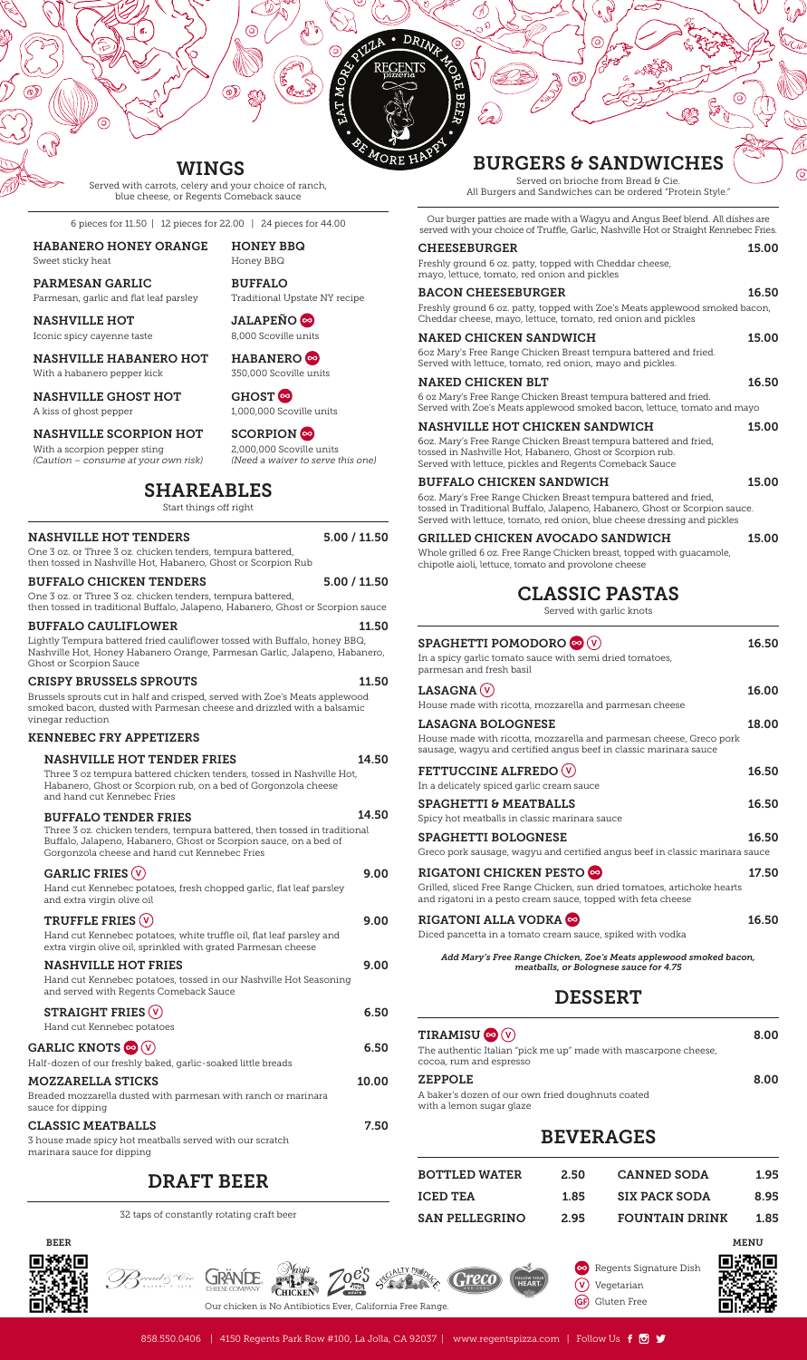EAT MORE PIZZA • DRINK MORE BEER • BE MORE HAPPY

REGENTS pizzeria

## WINGS

Served with carrots, celery and your choice of ranch, blue cheese, or Regents Comeback sauce

6 pieces for 11.50 | 12 pieces for 22.00 | 24 pieces for 44.00

**HABANERO HONEY ORANGE**
Sweet sticky heat

**PARMESAN GARLIC**
Parmesan, garlic and flat leaf parsley

**NASHVILLE HOT**
Iconic spicy cayenne taste

**NASHVILLE HABANERO HOT**
With a habanero pepper kick

**NASHVILLE GHOST HOT**
A kiss of ghost pepper

**NASHVILLE SCORPION HOT**
With a scorpion pepper sting
*(Caution – consume at your own risk)*

**HONEY BBQ**
Honey BBQ

**BUFFALO**
Traditional Upstate NY recipe

**JALAPEÑO** ∞
8,000 Scoville units

**HABANERO** ∞
350,000 Scoville units

**GHOST** ∞
1,000,000 Scoville units

**SCORPION** ∞
2,000,000 Scoville units
*(Need a waiver to serve this one)*

## SHAREABLES

Start things off right

**NASHVILLE HOT TENDERS** — 5.00 / 11.50
One 3 oz. or Three 3 oz. chicken tenders, tempura battered, then tossed in Nashville Hot, Habanero, Ghost or Scorpion Rub

**BUFFALO CHICKEN TENDERS** — 5.00 / 11.50
One 3 oz. or Three 3 oz. chicken tenders, tempura battered, then tossed in traditional Buffalo, Jalapeno, Habanero, Ghost or Scorpion sauce

**BUFFALO CAULIFLOWER** — 11.50
Lightly Tempura battered fried cauliflower tossed with Buffalo, honey BBQ, Nashville Hot, Honey Habanero Orange, Parmesan Garlic, Jalapeno, Habanero, Ghost or Scorpion Sauce

**CRISPY BRUSSELS SPROUTS** — 11.50
Brussels sprouts cut in half and crisped, served with Zoe's Meats applewood smoked bacon, dusted with Parmesan cheese and drizzled with a balsamic vinegar reduction

**KENNEBEC FRY APPETIZERS**

**NASHVILLE HOT TENDER FRIES** — 14.50
Three 3 oz tempura battered chicken tenders, tossed in Nashville Hot, Habanero, Ghost or Scorpion rub, on a bed of Gorgonzola cheese and hand cut Kennebec Fries

**BUFFALO TENDER FRIES** — 14.50
Three 3 oz. chicken tenders, tempura battered, then tossed in traditional Buffalo, Jalapeno, Habanero, Ghost or Scorpion sauce, on a bed of Gorgonzola cheese and hand cut Kennebec Fries

**GARLIC FRIES** (V) — 9.00
Hand cut Kennebec potatoes, fresh chopped garlic, flat leaf parsley and extra virgin olive oil

**TRUFFLE FRIES** (V) — 9.00
Hand cut Kennebec potatoes, white truffle oil, flat leaf parsley and extra virgin olive oil, sprinkled with grated Parmesan cheese

**NASHVILLE HOT FRIES** — 9.00
Hand cut Kennebec potatoes, tossed in our Nashville Hot Seasoning and served with Regents Comeback Sauce

**STRAIGHT FRIES** (V) — 6.50
Hand cut Kennebec potatoes

**GARLIC KNOTS** ∞ (V) — 6.50
Half-dozen of our freshly baked, garlic-soaked little breads

**MOZZARELLA STICKS** — 10.00
Breaded mozzarella dusted with parmesan with ranch or marinara sauce for dipping

**CLASSIC MEATBALLS** — 7.50
3 house made spicy hot meatballs served with our scratch marinara sauce for dipping

## DRAFT BEER

32 taps of constantly rotating craft beer

## BURGERS & SANDWICHES

Served on brioche from Bread & Cie.
All Burgers and Sandwiches can be ordered "Protein Style."

Our burger patties are made with a Wagyu and Angus Beef blend. All dishes are served with your choice of Truffle, Garlic, Nashville Hot or Straight Kennebec Fries.

**CHEESEBURGER** — 15.00
Freshly ground 6 oz. patty, topped with Cheddar cheese, mayo, lettuce, tomato, red onion and pickles

**BACON CHEESEBURGER** — 16.50
Freshly ground 6 oz. patty, topped with Zoe's Meats applewood smoked bacon, Cheddar cheese, mayo, lettuce, tomato, red onion and pickles

**NAKED CHICKEN SANDWICH** — 15.00
6oz Mary's Free Range Chicken Breast tempura battered and fried. Served with lettuce, tomato, red onion, mayo and pickles.

**NAKED CHICKEN BLT** — 16.50
6 oz Mary's Free Range Chicken Breast tempura battered and fried. Served with Zoe's Meats applewood smoked bacon, lettuce, tomato and mayo

**NASHVILLE HOT CHICKEN SANDWICH** — 15.00
6oz. Mary's Free Range Chicken Breast tempura battered and fried, tossed in Nashville Hot, Habanero, Ghost or Scorpion rub. Served with lettuce, pickles and Regents Comeback Sauce

**BUFFALO CHICKEN SANDWICH** — 15.00
6oz. Mary's Free Range Chicken Breast tempura battered and fried, tossed in Traditional Buffalo, Jalapeno, Habanero, Ghost or Scorpion sauce. Served with lettuce, tomato, red onion, blue cheese dressing and pickles

**GRILLED CHICKEN AVOCADO SANDWICH** — 15.00
Whole grilled 6 oz. Free Range Chicken breast, topped with guacamole, chipotle aioli, lettuce, tomato and provolone cheese

## CLASSIC PASTAS

Served with garlic knots

**SPAGHETTI POMODORO** ∞ (V) — 16.50
In a spicy garlic tomato sauce with semi dried tomatoes, parmesan and fresh basil

**LASAGNA** (V) — 16.00
House made with ricotta, mozzarella and parmesan cheese

**LASAGNA BOLOGNESE** — 18.00
House made with ricotta, mozzarella and parmesan cheese, Greco pork sausage, wagyu and certified angus beef in classic marinara sauce

**FETTUCCINE ALFREDO** (V) — 16.50
In a delicately spiced garlic cream sauce

**SPAGHETTI & MEATBALLS** — 16.50
Spicy hot meatballs in classic marinara sauce

**SPAGHETTI BOLOGNESE** — 16.50
Greco pork sausage, wagyu and certified angus beef in classic marinara sauce

**RIGATONI CHICKEN PESTO** ∞ — 17.50
Grilled, sliced Free Range Chicken, sun dried tomatoes, artichoke hearts and rigatoni in a pesto cream sauce, topped with feta cheese

**RIGATONI ALLA VODKA** ∞ — 16.50
Diced pancetta in a tomato cream sauce, spiked with vodka

*Add Mary's Free Range Chicken, Zoe's Meats applewood smoked bacon, meatballs, or Bolognese sauce for 4.75*

## DESSERT

**TIRAMISU** ∞ (V) — 8.00
The authentic Italian "pick me up" made with mascarpone cheese, cocoa, rum and espresso

**ZEPPOLE** — 8.00
A baker's dozen of our fried doughnuts coated with a lemon sugar glaze

## BEVERAGES

| | | | |
|---|---|---|---|
| BOTTLED WATER | 2.50 | CANNED SODA | 1.95 |
| ICED TEA | 1.85 | SIX PACK SODA | 8.95 |
| SAN PELLEGRINO | 2.95 | FOUNTAIN DRINK | 1.85 |

BEER

Our chicken is No Antibiotics Ever, California Free Range.

∞ Regents Signature Dish
(V) Vegetarian
(GF) Gluten Free

MENU

858.550.0406 | 4150 Regents Park Row #100, La Jolla, CA 92037 | www.regentspizza.com | Follow Us